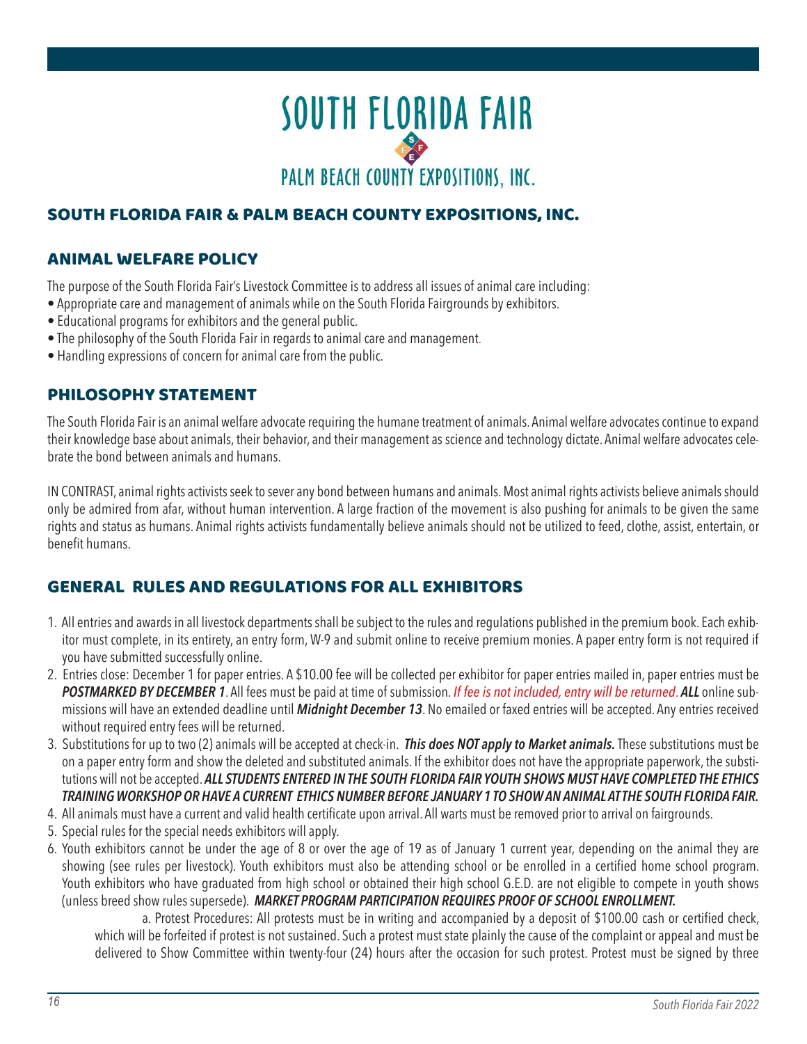# SOUTH FLORIDA FAIR

PALM BEACH COUNTY EXPOSITIONS, INC.

## SOUTH FLORIDA FAIR & PALM BEACH COUNTY EXPOSITIONS, INC.

### ANIMAL WELFARE POLICY

The purpose of the South Florida Fair's Livestock Committee is to address all issues of animal care including:

- Appropriate care and management of animals while on the South Florida Fairgrounds by exhibitors.
- Educational programs for exhibitors and the general public.
- The philosophy of the South Florida Fair in regards to animal care and management.
- Handling expressions of concern for animal care from the public.

### PHILOSOPHY STATEMENT

The South Florida Fair is an animal welfare advocate requiring the humane treatment of animals. Animal welfare advocates continue to expand their knowledge base about animals, their behavior, and their management as science and technology dictate. Animal welfare advocates celebrate the bond between animals and humans.

IN CONTRAST, animal rights activists seek to sever any bond between humans and animals. Most animal rights activists believe animals should only be admired from afar, without human intervention. A large fraction of the movement is also pushing for animals to be given the same rights and status as humans. Animal rights activists fundamentally believe animals should not be utilized to feed, clothe, assist, entertain, or benefit humans.

### GENERAL RULES AND REGULATIONS FOR ALL EXHIBITORS

1. All entries and awards in all livestock departments shall be subject to the rules and regulations published in the premium book. Each exhibitor must complete, in its entirety, an entry form, W-9 and submit online to receive premium monies. A paper entry form is not required if you have submitted successfully online.
2. Entries close: December 1 for paper entries. A $10.00 fee will be collected per exhibitor for paper entries mailed in, paper entries must be ***POSTMARKED BY DECEMBER 1***. All fees must be paid at time of submission. *If fee is not included, entry will be returned*. ***ALL*** online submissions will have an extended deadline until ***Midnight December 13***. No emailed or faxed entries will be accepted. Any entries received without required entry fees will be returned.
3. Substitutions for up to two (2) animals will be accepted at check-in. ***This does NOT apply to Market animals.*** These substitutions must be on a paper entry form and show the deleted and substituted animals. If the exhibitor does not have the appropriate paperwork, the substitutions will not be accepted. ***ALL STUDENTS ENTERED IN THE SOUTH FLORIDA FAIR YOUTH SHOWS MUST HAVE COMPLETED THE ETHICS TRAINING WORKSHOP OR HAVE A CURRENT ETHICS NUMBER BEFORE JANUARY 1 TO SHOW AN ANIMAL AT THE SOUTH FLORIDA FAIR.***
4. All animals must have a current and valid health certificate upon arrival. All warts must be removed prior to arrival on fairgrounds.
5. Special rules for the special needs exhibitors will apply.
6. Youth exhibitors cannot be under the age of 8 or over the age of 19 as of January 1 current year, depending on the animal they are showing (see rules per livestock). Youth exhibitors must also be attending school or be enrolled in a certified home school program. Youth exhibitors who have graduated from high school or obtained their high school G.E.D. are not eligible to compete in youth shows (unless breed show rules supersede). ***MARKET PROGRAM PARTICIPATION REQUIRES PROOF OF SCHOOL ENROLLMENT.***

   a. Protest Procedures: All protests must be in writing and accompanied by a deposit of $100.00 cash or certified check, which will be forfeited if protest is not sustained. Such a protest must state plainly the cause of the complaint or appeal and must be delivered to Show Committee within twenty-four (24) hours after the occasion for such protest. Protest must be signed by three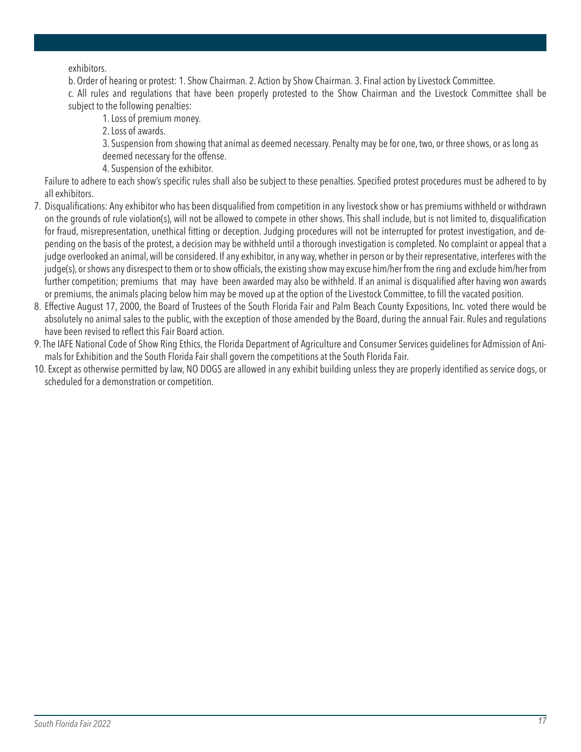exhibitors.

b. Order of hearing or protest: 1. Show Chairman. 2. Action by Show Chairman. 3. Final action by Livestock Committee.

c. All rules and regulations that have been properly protested to the Show Chairman and the Livestock Committee shall be subject to the following penalties:

1. Loss of premium money.
2. Loss of awards.
3. Suspension from showing that animal as deemed necessary. Penalty may be for one, two, or three shows, or as long as deemed necessary for the offense.
4. Suspension of the exhibitor.

Failure to adhere to each show's specific rules shall also be subject to these penalties. Specified protest procedures must be adhered to by all exhibitors.

7. Disqualifications: Any exhibitor who has been disqualified from competition in any livestock show or has premiums withheld or withdrawn on the grounds of rule violation(s), will not be allowed to compete in other shows. This shall include, but is not limited to, disqualification for fraud, misrepresentation, unethical fitting or deception. Judging procedures will not be interrupted for protest investigation, and depending on the basis of the protest, a decision may be withheld until a thorough investigation is completed. No complaint or appeal that a judge overlooked an animal, will be considered. If any exhibitor, in any way, whether in person or by their representative, interferes with the judge(s), or shows any disrespect to them or to show officials, the existing show may excuse him/her from the ring and exclude him/her from further competition; premiums that may have been awarded may also be withheld. If an animal is disqualified after having won awards or premiums, the animals placing below him may be moved up at the option of the Livestock Committee, to fill the vacated position.
8. Effective August 17, 2000, the Board of Trustees of the South Florida Fair and Palm Beach County Expositions, Inc. voted there would be absolutely no animal sales to the public, with the exception of those amended by the Board, during the annual Fair. Rules and regulations have been revised to reflect this Fair Board action.
9. The IAFE National Code of Show Ring Ethics, the Florida Department of Agriculture and Consumer Services guidelines for Admission of Animals for Exhibition and the South Florida Fair shall govern the competitions at the South Florida Fair.
10. Except as otherwise permitted by law, NO DOGS are allowed in any exhibit building unless they are properly identified as service dogs, or scheduled for a demonstration or competition.